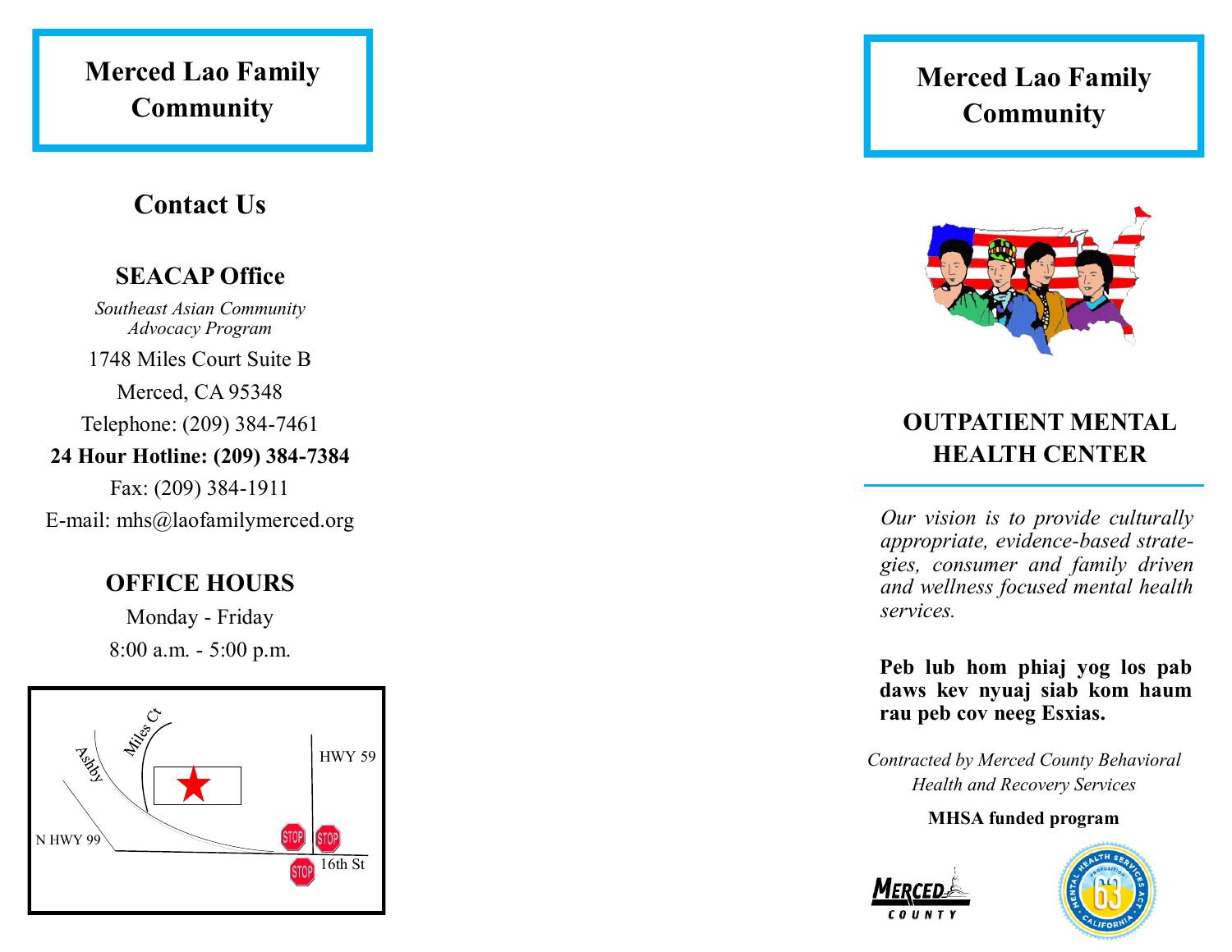# Merced Lao Family Community

## Contact Us

### SEACAP Office

*Southeast Asian Community Advocacy Program*

1748 Miles Court Suite B

Merced, CA 95348

Telephone: (209) 384-7461

**24 Hour Hotline: (209) 384-7384**

Fax: (209) 384-1911

E-mail: mhs@laofamilymerced.org

### OFFICE HOURS

Monday - Friday

8:00 a.m. - 5:00 p.m.

Miles Ct

Ashby

HWY 59

N HWY 99

16th St

# Merced Lao Family Community

## OUTPATIENT MENTAL HEALTH CENTER

*Our vision is to provide culturally appropriate, evidence-based strategies, consumer and family driven and wellness focused mental health services.*

**Peb lub hom phiaj yog los pab daws kev nyuaj siab kom haum rau peb cov neeg Esxias.**

*Contracted by Merced County Behavioral Health and Recovery Services*

**MHSA funded program**

MERCED COUNTY

MENTAL HEALTH SERVICES ACT PROPOSITION 63 CALIFORNIA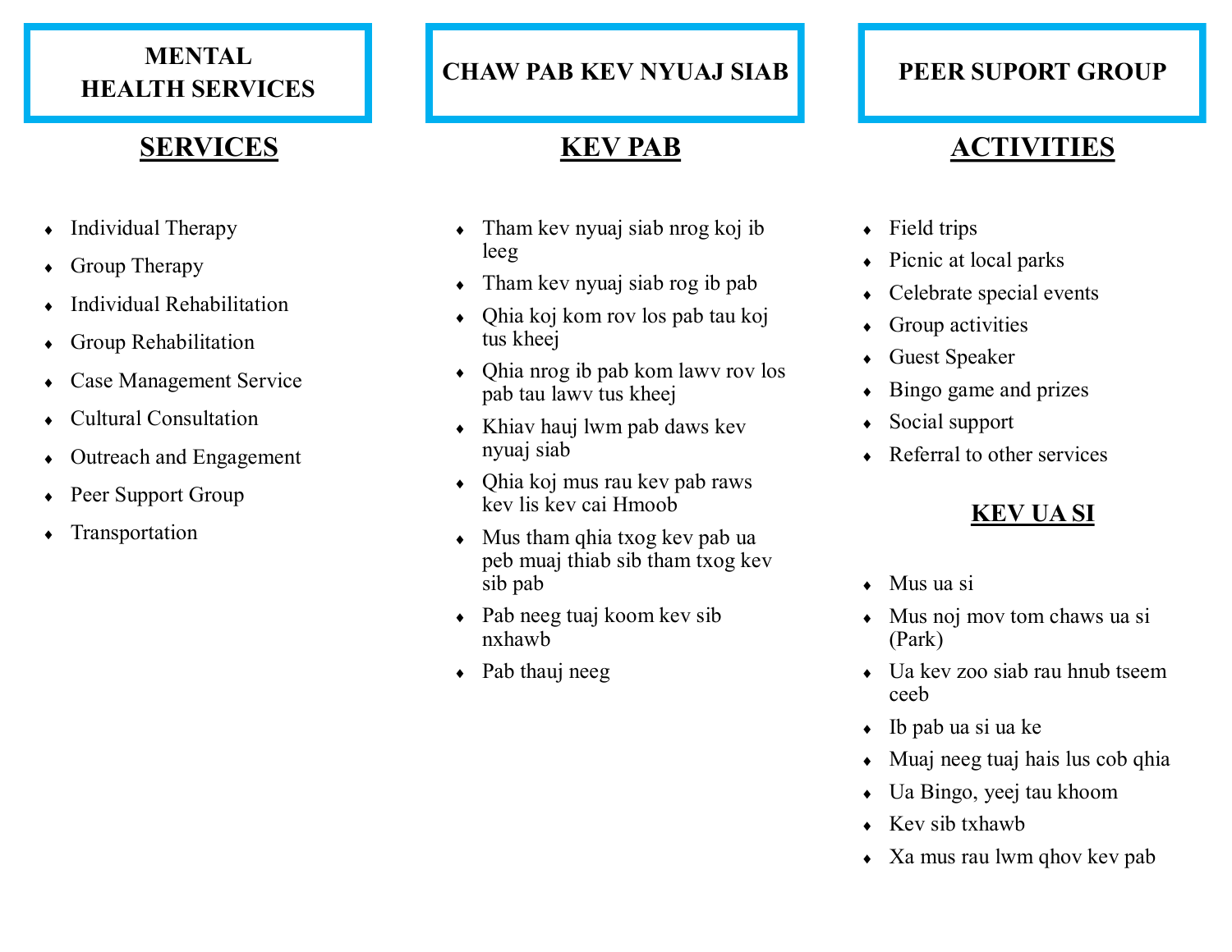## MENTAL HEALTH SERVICES

### SERVICES

- Individual Therapy
- Group Therapy
- Individual Rehabilitation
- Group Rehabilitation
- Case Management Service
- Cultural Consultation
- Outreach and Engagement
- Peer Support Group
- Transportation

## CHAW PAB KEV NYUAJ SIAB

### KEV PAB

- Tham kev nyuaj siab nrog koj ib leeg
- Tham kev nyuaj siab rog ib pab
- Qhia koj kom rov los pab tau koj tus kheej
- Qhia nrog ib pab kom lawv rov los pab tau lawv tus kheej
- Khiav hauj lwm pab daws kev nyuaj siab
- Qhia koj mus rau kev pab raws kev lis kev cai Hmoob
- Mus tham qhia txog kev pab ua peb muaj thiab sib tham txog kev sib pab
- Pab neeg tuaj koom kev sib nxhawb
- Pab thauj neeg

## PEER SUPORT GROUP

### ACTIVITIES

- Field trips
- Picnic at local parks
- Celebrate special events
- Group activities
- Guest Speaker
- Bingo game and prizes
- Social support
- Referral to other services

### KEV UA SI

- Mus ua si
- Mus noj mov tom chaws ua si (Park)
- Ua kev zoo siab rau hnub tseem ceeb
- Ib pab ua si ua ke
- Muaj neeg tuaj hais lus cob qhia
- Ua Bingo, yeej tau khoom
- Kev sib txhawb
- Xa mus rau lwm qhov kev pab